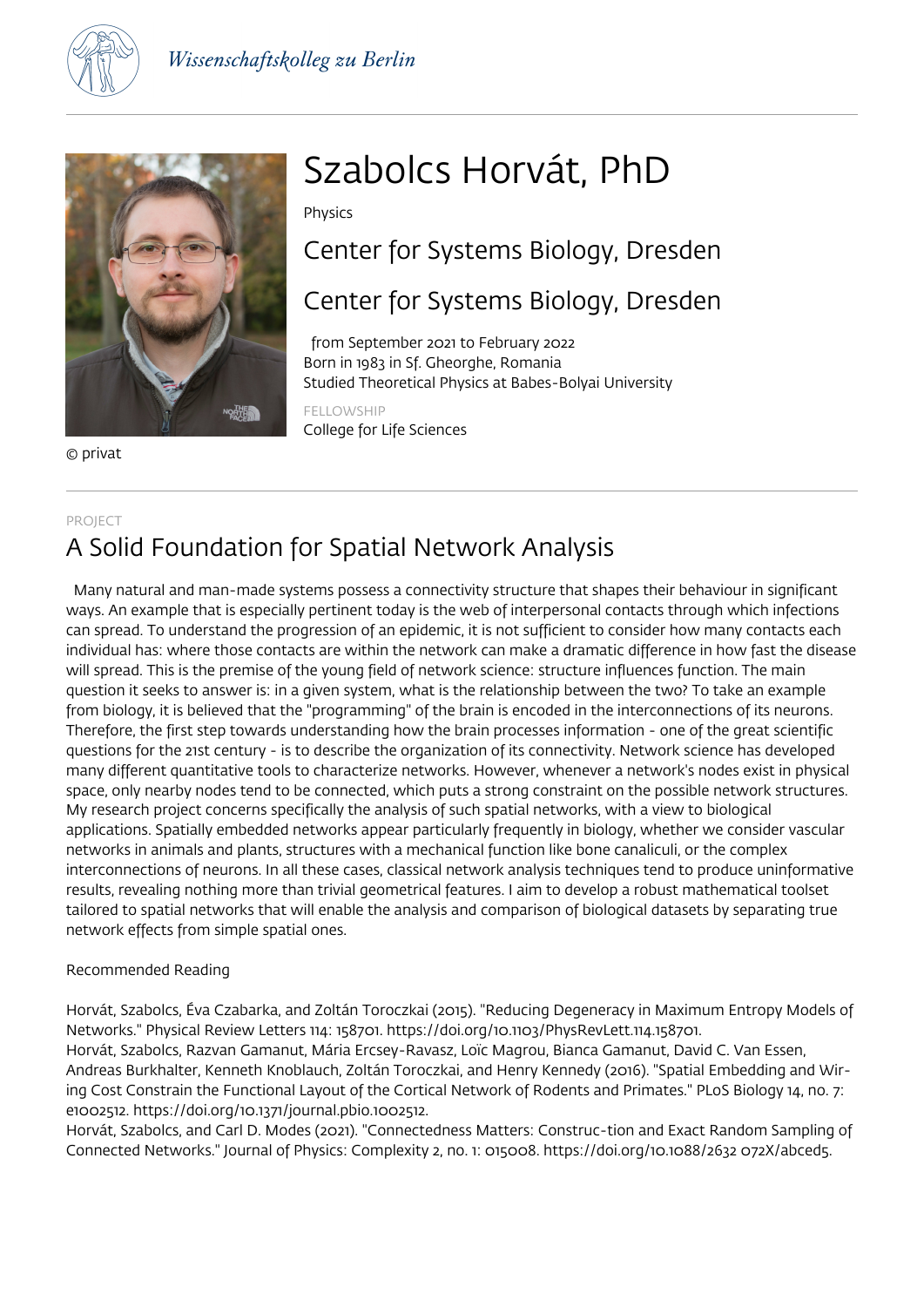Wissenschaftskolleg zu Berlin

# Szabolcs Horvát, PhD

Physics

## Center for Systems Biology, Dresden

## Center for Systems Biology, Dresden

from September 2021 to February 2022
Born in 1983 in Sf. Gheorghe, Romania
Studied Theoretical Physics at Babes-Bolyai University

FELLOWSHIP
College for Life Sciences

© privat

PROJECT

## A Solid Foundation for Spatial Network Analysis

Many natural and man-made systems possess a connectivity structure that shapes their behaviour in significant ways. An example that is especially pertinent today is the web of interpersonal contacts through which infections can spread. To understand the progression of an epidemic, it is not sufficient to consider how many contacts each individual has: where those contacts are within the network can make a dramatic difference in how fast the disease will spread. This is the premise of the young field of network science: structure influences function. The main question it seeks to answer is: in a given system, what is the relationship between the two? To take an example from biology, it is believed that the "programming" of the brain is encoded in the interconnections of its neurons. Therefore, the first step towards understanding how the brain processes information - one of the great scientific questions for the 21st century - is to describe the organization of its connectivity. Network science has developed many different quantitative tools to characterize networks. However, whenever a network's nodes exist in physical space, only nearby nodes tend to be connected, which puts a strong constraint on the possible network structures. My research project concerns specifically the analysis of such spatial networks, with a view to biological applications. Spatially embedded networks appear particularly frequently in biology, whether we consider vascular networks in animals and plants, structures with a mechanical function like bone canaliculi, or the complex interconnections of neurons. In all these cases, classical network analysis techniques tend to produce uninformative results, revealing nothing more than trivial geometrical features. I aim to develop a robust mathematical toolset tailored to spatial networks that will enable the analysis and comparison of biological datasets by separating true network effects from simple spatial ones.

Recommended Reading

Horvát, Szabolcs, Éva Czabarka, and Zoltán Toroczkai (2015). "Reducing Degeneracy in Maximum Entropy Models of Networks." Physical Review Letters 114: 158701. https://doi.org/10.1103/PhysRevLett.114.158701.

Horvát, Szabolcs, Razvan Gamanut, Mária Ercsey-Ravasz, Loïc Magrou, Bianca Gamanut, David C. Van Essen, Andreas Burkhalter, Kenneth Knoblauch, Zoltán Toroczkai, and Henry Kennedy (2016). "Spatial Embedding and Wiring Cost Constrain the Functional Layout of the Cortical Network of Rodents and Primates." PLoS Biology 14, no. 7: e1002512. https://doi.org/10.1371/journal.pbio.1002512.

Horvát, Szabolcs, and Carl D. Modes (2021). "Connectedness Matters: Construc-tion and Exact Random Sampling of Connected Networks." Journal of Physics: Complexity 2, no. 1: 015008. https://doi.org/10.1088/2632 072X/abced5.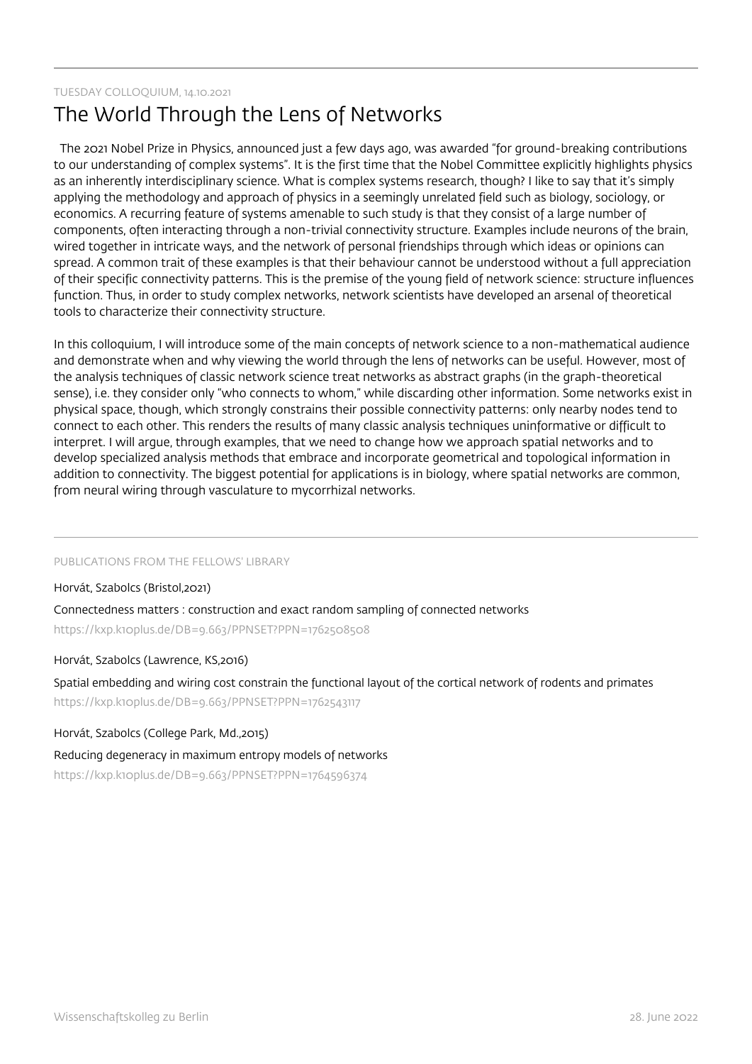TUESDAY COLLOQUIUM, 14.10.2021

# The World Through the Lens of Networks

The 2021 Nobel Prize in Physics, announced just a few days ago, was awarded "for ground-breaking contributions to our understanding of complex systems". It is the first time that the Nobel Committee explicitly highlights physics as an inherently interdisciplinary science. What is complex systems research, though? I like to say that it's simply applying the methodology and approach of physics in a seemingly unrelated field such as biology, sociology, or economics. A recurring feature of systems amenable to such study is that they consist of a large number of components, often interacting through a non-trivial connectivity structure. Examples include neurons of the brain, wired together in intricate ways, and the network of personal friendships through which ideas or opinions can spread. A common trait of these examples is that their behaviour cannot be understood without a full appreciation of their specific connectivity patterns. This is the premise of the young field of network science: structure influences function. Thus, in order to study complex networks, network scientists have developed an arsenal of theoretical tools to characterize their connectivity structure.

In this colloquium, I will introduce some of the main concepts of network science to a non-mathematical audience and demonstrate when and why viewing the world through the lens of networks can be useful. However, most of the analysis techniques of classic network science treat networks as abstract graphs (in the graph-theoretical sense), i.e. they consider only "who connects to whom," while discarding other information. Some networks exist in physical space, though, which strongly constrains their possible connectivity patterns: only nearby nodes tend to connect to each other. This renders the results of many classic analysis techniques uninformative or difficult to interpret. I will argue, through examples, that we need to change how we approach spatial networks and to develop specialized analysis methods that embrace and incorporate geometrical and topological information in addition to connectivity. The biggest potential for applications is in biology, where spatial networks are common, from neural wiring through vasculature to mycorrhizal networks.

PUBLICATIONS FROM THE FELLOWS' LIBRARY

Horvát, Szabolcs (Bristol,2021)

Connectedness matters : construction and exact random sampling of connected networks

https://kxp.k10plus.de/DB=9.663/PPNSET?PPN=1762508508

Horvát, Szabolcs (Lawrence, KS,2016)

Spatial embedding and wiring cost constrain the functional layout of the cortical network of rodents and primates

https://kxp.k10plus.de/DB=9.663/PPNSET?PPN=1762543117

Horvát, Szabolcs (College Park, Md.,2015)

Reducing degeneracy in maximum entropy models of networks

https://kxp.k10plus.de/DB=9.663/PPNSET?PPN=1764596374